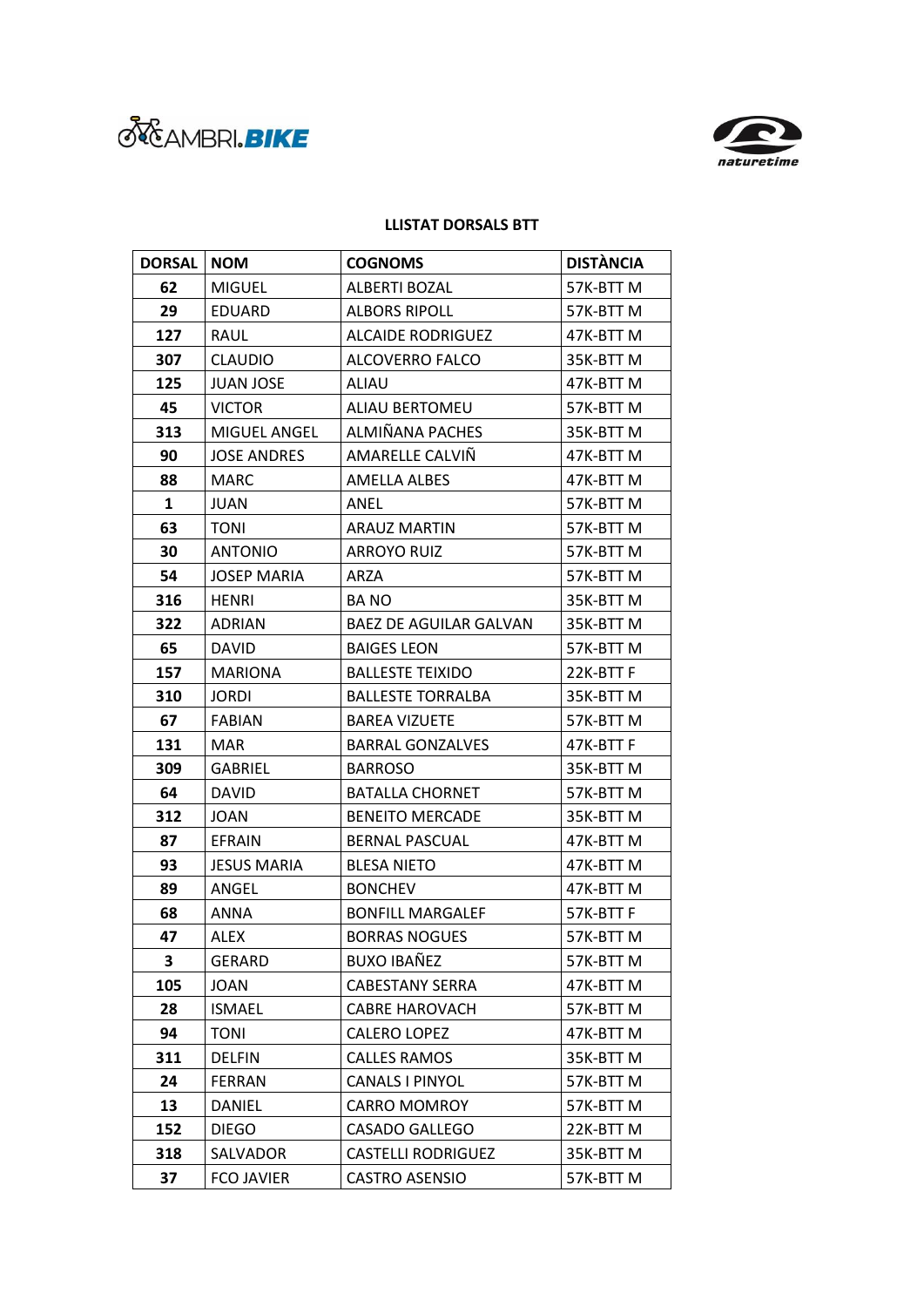CAMBRI.BIKE

naturetime

**LLISTAT DORSALS BTT**

| DORSAL | NOM | COGNOMS | DISTÀNCIA |
|---|---|---|---|
| 62 | MIGUEL | ALBERTI BOZAL | 57K-BTT M |
| 29 | EDUARD | ALBORS RIPOLL | 57K-BTT M |
| 127 | RAUL | ALCAIDE RODRIGUEZ | 47K-BTT M |
| 307 | CLAUDIO | ALCOVERRO FALCO | 35K-BTT M |
| 125 | JUAN JOSE | ALIAU | 47K-BTT M |
| 45 | VICTOR | ALIAU BERTOMEU | 57K-BTT M |
| 313 | MIGUEL ANGEL | ALMIÑANA PACHES | 35K-BTT M |
| 90 | JOSE ANDRES | AMARELLE CALVIÑ | 47K-BTT M |
| 88 | MARC | AMELLA ALBES | 47K-BTT M |
| 1 | JUAN | ANEL | 57K-BTT M |
| 63 | TONI | ARAUZ MARTIN | 57K-BTT M |
| 30 | ANTONIO | ARROYO RUIZ | 57K-BTT M |
| 54 | JOSEP MARIA | ARZA | 57K-BTT M |
| 316 | HENRI | BA NO | 35K-BTT M |
| 322 | ADRIAN | BAEZ DE AGUILAR GALVAN | 35K-BTT M |
| 65 | DAVID | BAIGES LEON | 57K-BTT M |
| 157 | MARIONA | BALLESTE TEIXIDO | 22K-BTT F |
| 310 | JORDI | BALLESTE TORRALBA | 35K-BTT M |
| 67 | FABIAN | BAREA VIZUETE | 57K-BTT M |
| 131 | MAR | BARRAL GONZALVES | 47K-BTT F |
| 309 | GABRIEL | BARROSO | 35K-BTT M |
| 64 | DAVID | BATALLA CHORNET | 57K-BTT M |
| 312 | JOAN | BENEITO MERCADE | 35K-BTT M |
| 87 | EFRAIN | BERNAL PASCUAL | 47K-BTT M |
| 93 | JESUS MARIA | BLESA NIETO | 47K-BTT M |
| 89 | ANGEL | BONCHEV | 47K-BTT M |
| 68 | ANNA | BONFILL MARGALEF | 57K-BTT F |
| 47 | ALEX | BORRAS NOGUES | 57K-BTT M |
| 3 | GERARD | BUXO IBAÑEZ | 57K-BTT M |
| 105 | JOAN | CABESTANY SERRA | 47K-BTT M |
| 28 | ISMAEL | CABRE HAROVACH | 57K-BTT M |
| 94 | TONI | CALERO LOPEZ | 47K-BTT M |
| 311 | DELFIN | CALLES RAMOS | 35K-BTT M |
| 24 | FERRAN | CANALS I PINYOL | 57K-BTT M |
| 13 | DANIEL | CARRO MOMROY | 57K-BTT M |
| 152 | DIEGO | CASADO GALLEGO | 22K-BTT M |
| 318 | SALVADOR | CASTELLI RODRIGUEZ | 35K-BTT M |
| 37 | FCO JAVIER | CASTRO ASENSIO | 57K-BTT M |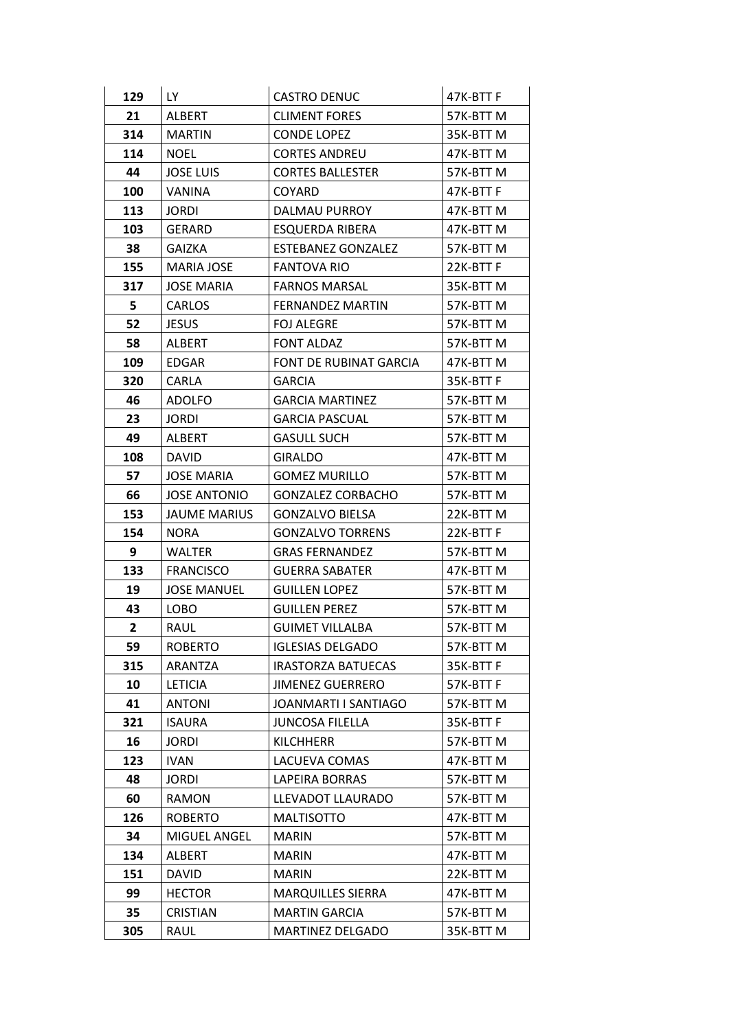| 129 | LY | CASTRO DENUC | 47K-BTT F |
|---|---|---|---|
| 21 | ALBERT | CLIMENT FORES | 57K-BTT M |
| 314 | MARTIN | CONDE LOPEZ | 35K-BTT M |
| 114 | NOEL | CORTES ANDREU | 47K-BTT M |
| 44 | JOSE LUIS | CORTES BALLESTER | 57K-BTT M |
| 100 | VANINA | COYARD | 47K-BTT F |
| 113 | JORDI | DALMAU PURROY | 47K-BTT M |
| 103 | GERARD | ESQUERDA RIBERA | 47K-BTT M |
| 38 | GAIZKA | ESTEBANEZ GONZALEZ | 57K-BTT M |
| 155 | MARIA JOSE | FANTOVA RIO | 22K-BTT F |
| 317 | JOSE MARIA | FARNOS MARSAL | 35K-BTT M |
| 5 | CARLOS | FERNANDEZ MARTIN | 57K-BTT M |
| 52 | JESUS | FOJ ALEGRE | 57K-BTT M |
| 58 | ALBERT | FONT ALDAZ | 57K-BTT M |
| 109 | EDGAR | FONT DE RUBINAT GARCIA | 47K-BTT M |
| 320 | CARLA | GARCIA | 35K-BTT F |
| 46 | ADOLFO | GARCIA MARTINEZ | 57K-BTT M |
| 23 | JORDI | GARCIA PASCUAL | 57K-BTT M |
| 49 | ALBERT | GASULL SUCH | 57K-BTT M |
| 108 | DAVID | GIRALDO | 47K-BTT M |
| 57 | JOSE MARIA | GOMEZ MURILLO | 57K-BTT M |
| 66 | JOSE ANTONIO | GONZALEZ CORBACHO | 57K-BTT M |
| 153 | JAUME MARIUS | GONZALVO BIELSA | 22K-BTT M |
| 154 | NORA | GONZALVO TORRENS | 22K-BTT F |
| 9 | WALTER | GRAS FERNANDEZ | 57K-BTT M |
| 133 | FRANCISCO | GUERRA SABATER | 47K-BTT M |
| 19 | JOSE MANUEL | GUILLEN LOPEZ | 57K-BTT M |
| 43 | LOBO | GUILLEN PEREZ | 57K-BTT M |
| 2 | RAUL | GUIMET VILLALBA | 57K-BTT M |
| 59 | ROBERTO | IGLESIAS DELGADO | 57K-BTT M |
| 315 | ARANTZA | IRASTORZA BATUECAS | 35K-BTT F |
| 10 | LETICIA | JIMENEZ GUERRERO | 57K-BTT F |
| 41 | ANTONI | JOANMARTI I SANTIAGO | 57K-BTT M |
| 321 | ISAURA | JUNCOSA FILELLA | 35K-BTT F |
| 16 | JORDI | KILCHHERR | 57K-BTT M |
| 123 | IVAN | LACUEVA COMAS | 47K-BTT M |
| 48 | JORDI | LAPEIRA BORRAS | 57K-BTT M |
| 60 | RAMON | LLEVADOT LLAURADO | 57K-BTT M |
| 126 | ROBERTO | MALTISOTTO | 47K-BTT M |
| 34 | MIGUEL ANGEL | MARIN | 57K-BTT M |
| 134 | ALBERT | MARIN | 47K-BTT M |
| 151 | DAVID | MARIN | 22K-BTT M |
| 99 | HECTOR | MARQUILLES SIERRA | 47K-BTT M |
| 35 | CRISTIAN | MARTIN GARCIA | 57K-BTT M |
| 305 | RAUL | MARTINEZ DELGADO | 35K-BTT M |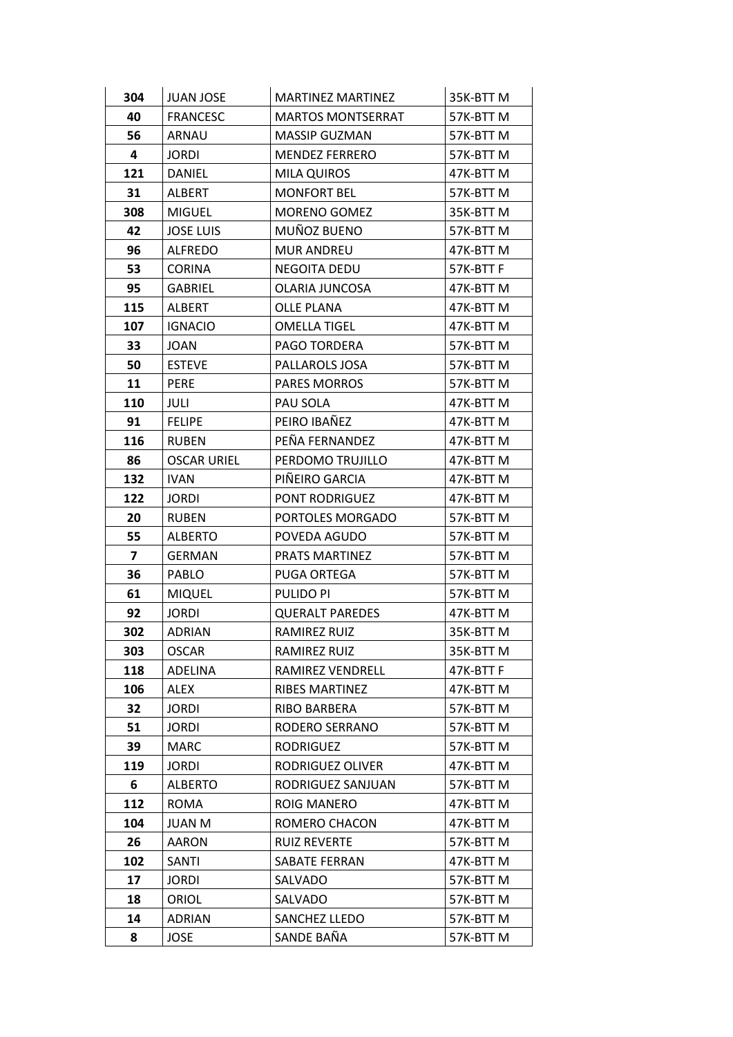| 304 | JUAN JOSE | MARTINEZ MARTINEZ | 35K-BTT M |
|---|---|---|---|
| 40 | FRANCESC | MARTOS MONTSERRAT | 57K-BTT M |
| 56 | ARNAU | MASSIP GUZMAN | 57K-BTT M |
| 4 | JORDI | MENDEZ FERRERO | 57K-BTT M |
| 121 | DANIEL | MILA QUIROS | 47K-BTT M |
| 31 | ALBERT | MONFORT BEL | 57K-BTT M |
| 308 | MIGUEL | MORENO GOMEZ | 35K-BTT M |
| 42 | JOSE LUIS | MUÑOZ BUENO | 57K-BTT M |
| 96 | ALFREDO | MUR ANDREU | 47K-BTT M |
| 53 | CORINA | NEGOITA DEDU | 57K-BTT F |
| 95 | GABRIEL | OLARIA JUNCOSA | 47K-BTT M |
| 115 | ALBERT | OLLE PLANA | 47K-BTT M |
| 107 | IGNACIO | OMELLA TIGEL | 47K-BTT M |
| 33 | JOAN | PAGO TORDERA | 57K-BTT M |
| 50 | ESTEVE | PALLAROLS JOSA | 57K-BTT M |
| 11 | PERE | PARES MORROS | 57K-BTT M |
| 110 | JULI | PAU SOLA | 47K-BTT M |
| 91 | FELIPE | PEIRO IBAÑEZ | 47K-BTT M |
| 116 | RUBEN | PEÑA FERNANDEZ | 47K-BTT M |
| 86 | OSCAR URIEL | PERDOMO TRUJILLO | 47K-BTT M |
| 132 | IVAN | PIÑEIRO GARCIA | 47K-BTT M |
| 122 | JORDI | PONT RODRIGUEZ | 47K-BTT M |
| 20 | RUBEN | PORTOLES MORGADO | 57K-BTT M |
| 55 | ALBERTO | POVEDA AGUDO | 57K-BTT M |
| 7 | GERMAN | PRATS MARTINEZ | 57K-BTT M |
| 36 | PABLO | PUGA ORTEGA | 57K-BTT M |
| 61 | MIQUEL | PULIDO PI | 57K-BTT M |
| 92 | JORDI | QUERALT PAREDES | 47K-BTT M |
| 302 | ADRIAN | RAMIREZ RUIZ | 35K-BTT M |
| 303 | OSCAR | RAMIREZ RUIZ | 35K-BTT M |
| 118 | ADELINA | RAMIREZ VENDRELL | 47K-BTT F |
| 106 | ALEX | RIBES MARTINEZ | 47K-BTT M |
| 32 | JORDI | RIBO BARBERA | 57K-BTT M |
| 51 | JORDI | RODERO SERRANO | 57K-BTT M |
| 39 | MARC | RODRIGUEZ | 57K-BTT M |
| 119 | JORDI | RODRIGUEZ OLIVER | 47K-BTT M |
| 6 | ALBERTO | RODRIGUEZ SANJUAN | 57K-BTT M |
| 112 | ROMA | ROIG MANERO | 47K-BTT M |
| 104 | JUAN M | ROMERO CHACON | 47K-BTT M |
| 26 | AARON | RUIZ REVERTE | 57K-BTT M |
| 102 | SANTI | SABATE FERRAN | 47K-BTT M |
| 17 | JORDI | SALVADO | 57K-BTT M |
| 18 | ORIOL | SALVADO | 57K-BTT M |
| 14 | ADRIAN | SANCHEZ LLEDO | 57K-BTT M |
| 8 | JOSE | SANDE BAÑA | 57K-BTT M |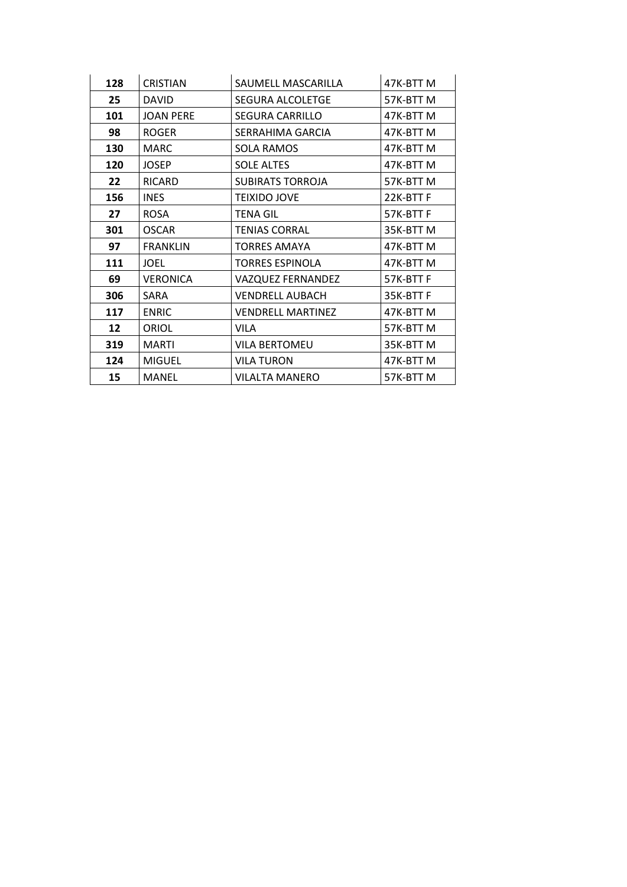| | | | |
|---|---|---|---|
| **128** | CRISTIAN | SAUMELL MASCARILLA | 47K-BTT M |
| **25** | DAVID | SEGURA ALCOLETGE | 57K-BTT M |
| **101** | JOAN PERE | SEGURA CARRILLO | 47K-BTT M |
| **98** | ROGER | SERRAHIMA GARCIA | 47K-BTT M |
| **130** | MARC | SOLA RAMOS | 47K-BTT M |
| **120** | JOSEP | SOLE ALTES | 47K-BTT M |
| **22** | RICARD | SUBIRATS TORROJA | 57K-BTT M |
| **156** | INES | TEIXIDO JOVE | 22K-BTT F |
| **27** | ROSA | TENA GIL | 57K-BTT F |
| **301** | OSCAR | TENIAS CORRAL | 35K-BTT M |
| **97** | FRANKLIN | TORRES AMAYA | 47K-BTT M |
| **111** | JOEL | TORRES ESPINOLA | 47K-BTT M |
| **69** | VERONICA | VAZQUEZ FERNANDEZ | 57K-BTT F |
| **306** | SARA | VENDRELL AUBACH | 35K-BTT F |
| **117** | ENRIC | VENDRELL MARTINEZ | 47K-BTT M |
| **12** | ORIOL | VILA | 57K-BTT M |
| **319** | MARTI | VILA BERTOMEU | 35K-BTT M |
| **124** | MIGUEL | VILA TURON | 47K-BTT M |
| **15** | MANEL | VILALTA MANERO | 57K-BTT M |